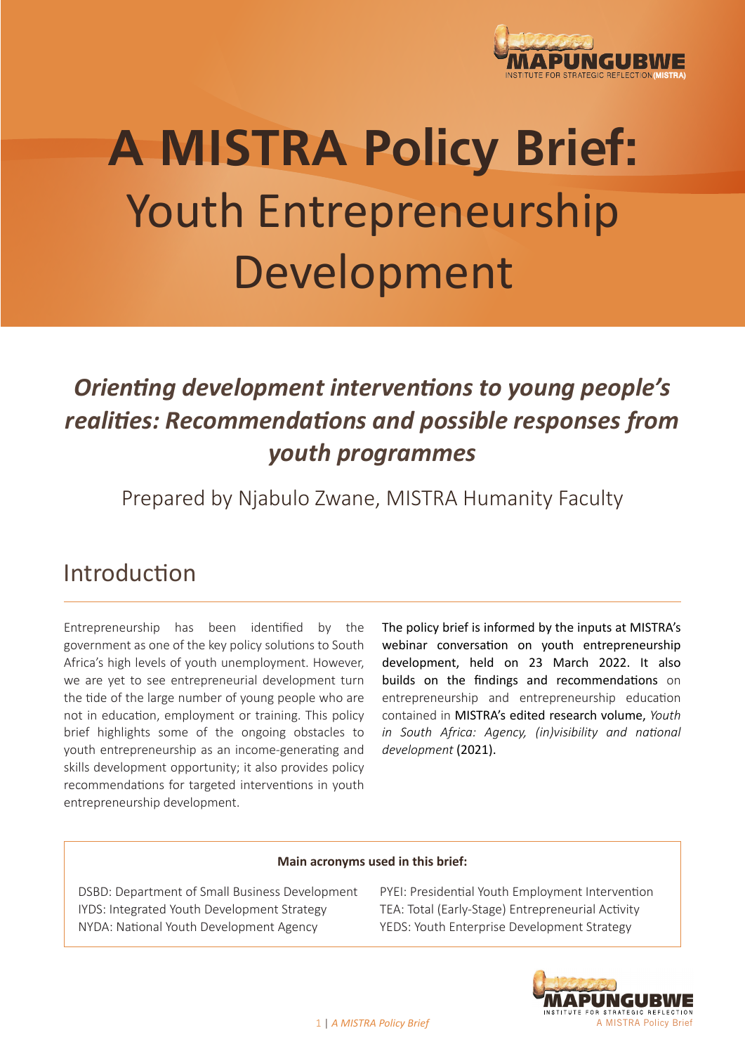# A MISTRA Policy Brief: Youth Entrepreneurship Development

## *Orienting development interventions to young people's realities: Recommendations and possible responses from youth programmes*

Prepared by Njabulo Zwane, MISTRA Humanity Faculty

## Introduction

Entrepreneurship has been identified by the government as one of the key policy solutions to South Africa's high levels of youth unemployment. However, we are yet to see entrepreneurial development turn the tide of the large number of young people who are not in education, employment or training. This policy brief highlights some of the ongoing obstacles to youth entrepreneurship as an income-generating and skills development opportunity; it also provides policy recommendations for targeted interventions in youth entrepreneurship development.

The policy brief is informed by the inputs at MISTRA's webinar conversation on youth entrepreneurship development, held on 23 March 2022. It also builds on the findings and recommendations on entrepreneurship and entrepreneurship education contained in MISTRA's edited research volume, *Youth in South Africa: Agency, (in)visibility and national development* (2021).

**Main acronyms used in this brief:**

- DSBD: Department of Small Business Development
- IYDS: Integrated Youth Development Strategy
- NYDA: National Youth Development Agency
- PYEI: Presidential Youth Employment Intervention
- TEA: Total (Early-Stage) Entrepreneurial Activity
- YEDS: Youth Enterprise Development Strategy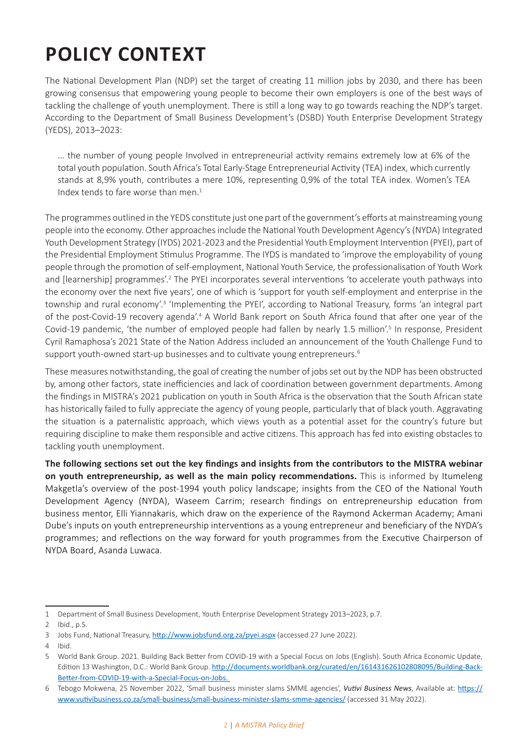# POLICY CONTEXT

The National Development Plan (NDP) set the target of creating 11 million jobs by 2030, and there has been growing consensus that empowering young people to become their own employers is one of the best ways of tackling the challenge of youth unemployment. There is still a long way to go towards reaching the NDP's target. According to the Department of Small Business Development's (DSBD) Youth Enterprise Development Strategy (YEDS), 2013–2023:

> … the number of young people Involved in entrepreneurial activity remains extremely low at 6% of the total youth population. South Africa's Total Early-Stage Entrepreneurial Activity (TEA) index, which currently stands at 8,9% youth, contributes a mere 10%, representing 0,9% of the total TEA index. Women's TEA Index tends to fare worse than men.[1]

The programmes outlined in the YEDS constitute just one part of the government's efforts at mainstreaming young people into the economy. Other approaches include the National Youth Development Agency's (NYDA) Integrated Youth Development Strategy (IYDS) 2021-2023 and the Presidential Youth Employment Intervention (PYEI), part of the Presidential Employment Stimulus Programme. The IYDS is mandated to 'improve the employability of young people through the promotion of self-employment, National Youth Service, the professionalisation of Youth Work and [learnership] programmes'.[2] The PYEI incorporates several interventions 'to accelerate youth pathways into the economy over the next five years', one of which is 'support for youth self-employment and enterprise in the township and rural economy'.[3] 'Implementing the PYEI', according to National Treasury, forms 'an integral part of the post-Covid-19 recovery agenda'.[4] A World Bank report on South Africa found that after one year of the Covid-19 pandemic, 'the number of employed people had fallen by nearly 1.5 million'.[5] In response, President Cyril Ramaphosa's 2021 State of the Nation Address included an announcement of the Youth Challenge Fund to support youth-owned start-up businesses and to cultivate young entrepreneurs.[6]

These measures notwithstanding, the goal of creating the number of jobs set out by the NDP has been obstructed by, among other factors, state inefficiencies and lack of coordination between government departments. Among the findings in MISTRA's 2021 publication on youth in South Africa is the observation that the South African state has historically failed to fully appreciate the agency of young people, particularly that of black youth. Aggravating the situation is a paternalistic approach, which views youth as a potential asset for the country's future but requiring discipline to make them responsible and active citizens. This approach has fed into existing obstacles to tackling youth unemployment.

**The following sections set out the key findings and insights from the contributors to the MISTRA webinar on youth entrepreneurship, as well as the main policy recommendations.** This is informed by Itumeleng Makgetla's overview of the post-1994 youth policy landscape; insights from the CEO of the National Youth Development Agency (NYDA), Waseem Carrim; research findings on entrepreneurship education from business mentor, Elli Yiannakaris, which draw on the experience of the Raymond Ackerman Academy; Amani Dube's inputs on youth entrepreneurship interventions as a young entrepreneur and beneficiary of the NYDA's programmes; and reflections on the way forward for youth programmes from the Executive Chairperson of NYDA Board, Asanda Luwaca.

---

1 Department of Small Business Development, Youth Enterprise Development Strategy 2013–2023, p.7.

2 Ibid., p.5.

3 Jobs Fund, National Treasury, http://www.jobsfund.org.za/pyei.aspx (accessed 27 June 2022).

4 Ibid.

5 World Bank Group. 2021. Building Back Better from COVID-19 with a Special Focus on Jobs (English). South Africa Economic Update, Edition 13 Washington, D.C.: World Bank Group. http://documents.worldbank.org/curated/en/161431626102808095/Building-Back-Better-from-COVID-19-with-a-Special-Focus-on-Jobs.

6 Tebogo Mokwena, 25 November 2022, 'Small business minister slams SMME agencies', *Vutivi Business News*, Available at: https://www.vutivibusiness.co.za/small-business/small-business-minister-slams-smme-agencies/ (accessed 31 May 2022).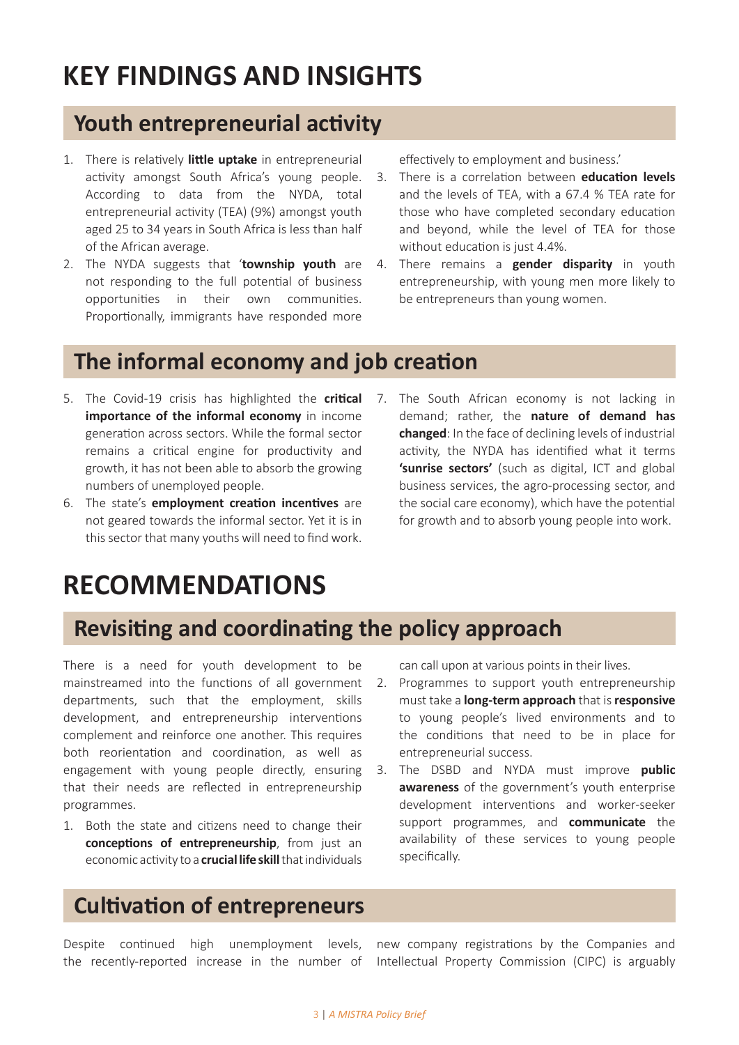# KEY FINDINGS AND INSIGHTS

## Youth entrepreneurial activity

1. There is relatively **little uptake** in entrepreneurial activity amongst South Africa's young people. According to data from the NYDA, total entrepreneurial activity (TEA) (9%) amongst youth aged 25 to 34 years in South Africa is less than half of the African average.
2. The NYDA suggests that '**township youth** are not responding to the full potential of business opportunities in their own communities. Proportionally, immigrants have responded more effectively to employment and business.'
3. There is a correlation between **education levels** and the levels of TEA, with a 67.4 % TEA rate for those who have completed secondary education and beyond, while the level of TEA for those without education is just 4.4%.
4. There remains a **gender disparity** in youth entrepreneurship, with young men more likely to be entrepreneurs than young women.

## The informal economy and job creation

5. The Covid-19 crisis has highlighted the **critical importance of the informal economy** in income generation across sectors. While the formal sector remains a critical engine for productivity and growth, it has not been able to absorb the growing numbers of unemployed people.
6. The state's **employment creation incentives** are not geared towards the informal sector. Yet it is in this sector that many youths will need to find work.
7. The South African economy is not lacking in demand; rather, the **nature of demand has changed**: In the face of declining levels of industrial activity, the NYDA has identified what it terms **'sunrise sectors'** (such as digital, ICT and global business services, the agro-processing sector, and the social care economy), which have the potential for growth and to absorb young people into work.

# RECOMMENDATIONS

## Revisiting and coordinating the policy approach

There is a need for youth development to be mainstreamed into the functions of all government departments, such that the employment, skills development, and entrepreneurship interventions complement and reinforce one another. This requires both reorientation and coordination, as well as engagement with young people directly, ensuring that their needs are reflected in entrepreneurship programmes.

1. Both the state and citizens need to change their **conceptions of entrepreneurship**, from just an economic activity to a **crucial life skill** that individuals can call upon at various points in their lives.
2. Programmes to support youth entrepreneurship must take a **long-term approach** that is **responsive** to young people's lived environments and to the conditions that need to be in place for entrepreneurial success.
3. The DSBD and NYDA must improve **public awareness** of the government's youth enterprise development interventions and worker-seeker support programmes, and **communicate** the availability of these services to young people specifically.

## Cultivation of entrepreneurs

Despite continued high unemployment levels, the recently-reported increase in the number of new company registrations by the Companies and Intellectual Property Commission (CIPC) is arguably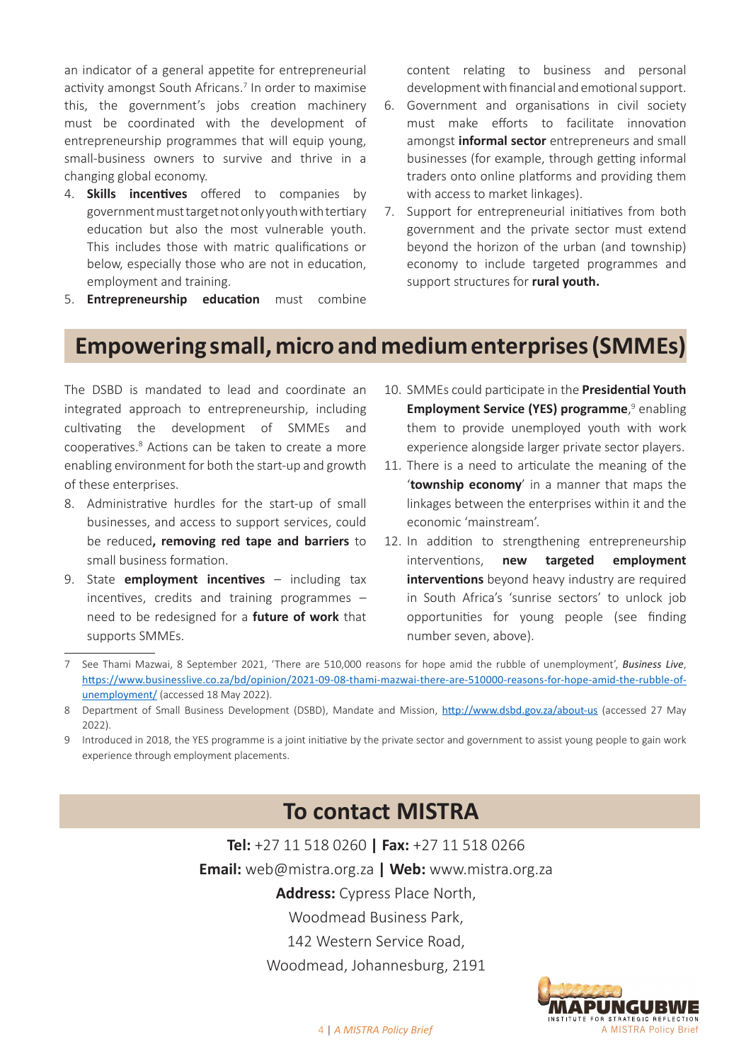an indicator of a general appetite for entrepreneurial activity amongst South Africans.[7] In order to maximise this, the government's jobs creation machinery must be coordinated with the development of entrepreneurship programmes that will equip young, small-business owners to survive and thrive in a changing global economy.

4. **Skills incentives** offered to companies by government must target not only youth with tertiary education but also the most vulnerable youth. This includes those with matric qualifications or below, especially those who are not in education, employment and training.
5. **Entrepreneurship education** must combine content relating to business and personal development with financial and emotional support.
6. Government and organisations in civil society must make efforts to facilitate innovation amongst **informal sector** entrepreneurs and small businesses (for example, through getting informal traders onto online platforms and providing them with access to market linkages).
7. Support for entrepreneurial initiatives from both government and the private sector must extend beyond the horizon of the urban (and township) economy to include targeted programmes and support structures for **rural youth.**

## Empowering small, micro and medium enterprises (SMMEs)

The DSBD is mandated to lead and coordinate an integrated approach to entrepreneurship, including cultivating the development of SMMEs and cooperatives.[8] Actions can be taken to create a more enabling environment for both the start-up and growth of these enterprises.

8. Administrative hurdles for the start-up of small businesses, and access to support services, could be reduced**, removing red tape and barriers** to small business formation.
9. State **employment incentives** – including tax incentives, credits and training programmes – need to be redesigned for a **future of work** that supports SMMEs.
10. SMMEs could participate in the **Presidential Youth Employment Service (YES) programme**,[9] enabling them to provide unemployed youth with work experience alongside larger private sector players.
11. There is a need to articulate the meaning of the '**township economy**' in a manner that maps the linkages between the enterprises within it and the economic 'mainstream'.
12. In addition to strengthening entrepreneurship interventions, **new targeted employment interventions** beyond heavy industry are required in South Africa's 'sunrise sectors' to unlock job opportunities for young people (see finding number seven, above).

---

7 See Thami Mazwai, 8 September 2021, 'There are 510,000 reasons for hope amid the rubble of unemployment', ***Business Live***, https://www.businesslive.co.za/bd/opinion/2021-09-08-thami-mazwai-there-are-510000-reasons-for-hope-amid-the-rubble-of-unemployment/ (accessed 18 May 2022).

8 Department of Small Business Development (DSBD), Mandate and Mission, http://www.dsbd.gov.za/about-us (accessed 27 May 2022).

9 Introduced in 2018, the YES programme is a joint initiative by the private sector and government to assist young people to gain work experience through employment placements.

## To contact MISTRA

**Tel:** +27 11 518 0260 **|** **Fax:** +27 11 518 0266

**Email:** web@mistra.org.za **|** **Web:** www.mistra.org.za

**Address:** Cypress Place North,
Woodmead Business Park,
142 Western Service Road,
Woodmead, Johannesburg, 2191

MAPUNGUBWE INSTITUTE FOR STRATEGIC REFLECTION